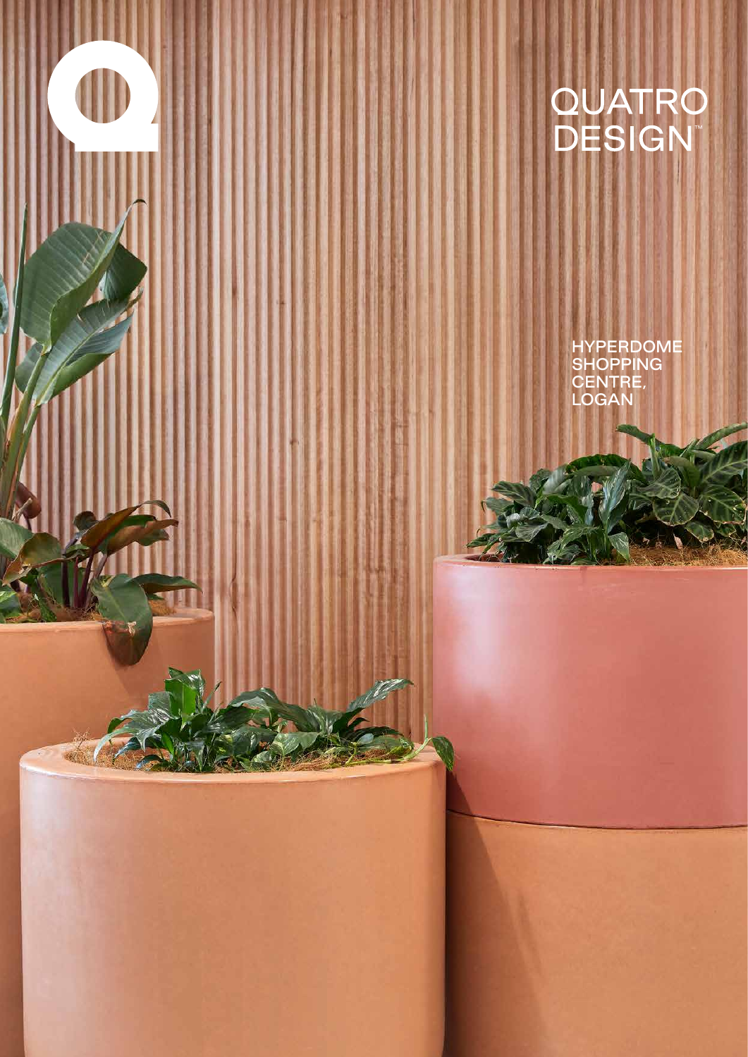QUATRO DESIGN™

# HYPERDOME SHOPPING CENTRE, LOGAN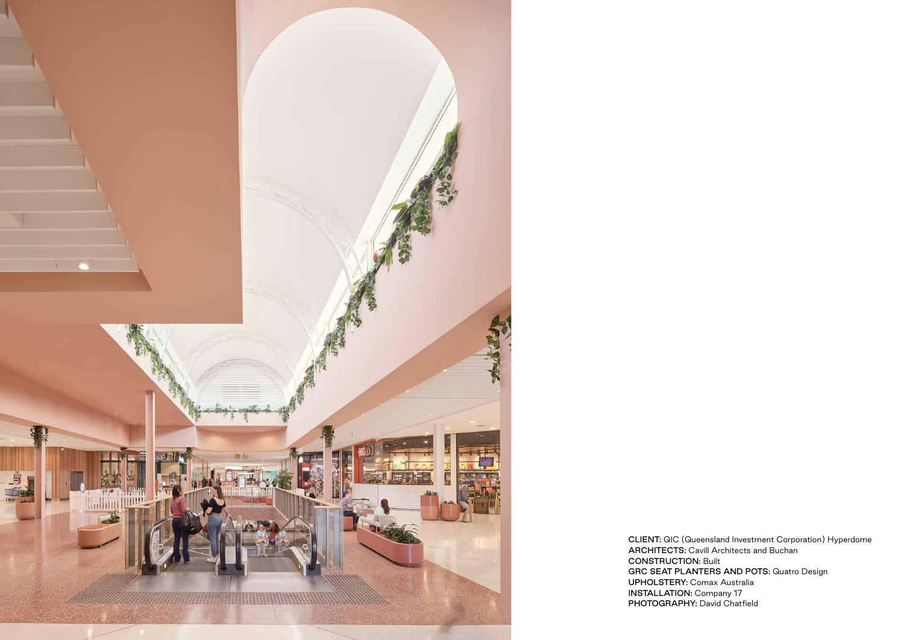**CLIENT:** QIC (Queensland Investment Corporation) Hyperdome
**ARCHITECTS:** Cavill Architects and Buchan
**CONSTRUCTION:** Built
**GRC SEAT PLANTERS AND POTS:** Quatro Design
**UPHOLSTERY:** Comax Australia
**INSTALLATION:** Company 17
**PHOTOGRAPHY:** David Chatfield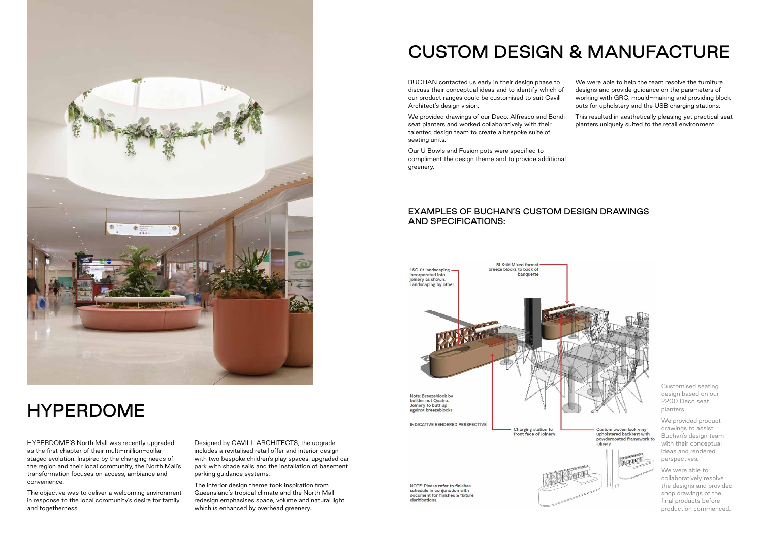# HYPERDOME

HYPERDOME'S North Mall was recently upgraded as the first chapter of their multi–million–dollar staged evolution. Inspired by the changing needs of the region and their local community, the North Mall's transformation focuses on access, ambiance and convenience.

The objective was to deliver a welcoming environment in response to the local community's desire for family and togetherness.

Designed by CAVILL ARCHITECTS, the upgrade includes a revitalised retail offer and interior design with two bespoke children's play spaces, upgraded car park with shade sails and the installation of basement parking guidance systems.

The interior design theme took inspiration from Queensland's tropical climate and the North Mall redesign emphasises space, volume and natural light which is enhanced by overhead greenery.

# CUSTOM DESIGN & MANUFACTURE

BUCHAN contacted us early in their design phase to discuss their conceptual ideas and to identify which of our product ranges could be customised to suit Cavill Architect's design vision.

We provided drawings of our Deco, Alfresco and Bondi seat planters and worked collaboratively with their talented design team to create a bespoke suite of seating units.

Our U Bowls and Fusion pots were specified to compliment the design theme and to provide additional greenery.

We were able to help the team resolve the furniture designs and provide guidance on the parameters of working with GRC, mould–making and providing block outs for upholstery and the USB charging stations.

This resulted in aesthetically pleasing yet practical seat planters uniquely suited to the retail environment.

## EXAMPLES OF BUCHAN'S CUSTOM DESIGN DRAWINGS AND SPECIFICATIONS:

LSC-01 landscaping incorporated into joinery as shown. Landscaping by other

BLK-01 Mixed format breeze blocks to back of banquette

Note: Breezeblock by builder not Quatro. Joinery to butt up against breezeblocks

INDICATIVE RENDERED PERSPECTIVE

Charging station to front face of joinery

Custom woven look vinyl upholstered backrest with powdercoated framework to joinery

NOTE: Please refer to finishes schedule in conjunction with document for finishes & fixture clarifications.

Customised seating design based on our 2200 Deco seat planters.

We provided product drawings to assist Buchan's design team with their conceptual ideas and rendered perspectives.

We were able to collaboratively resolve the designs and provided shop drawings of the final products before production commenced.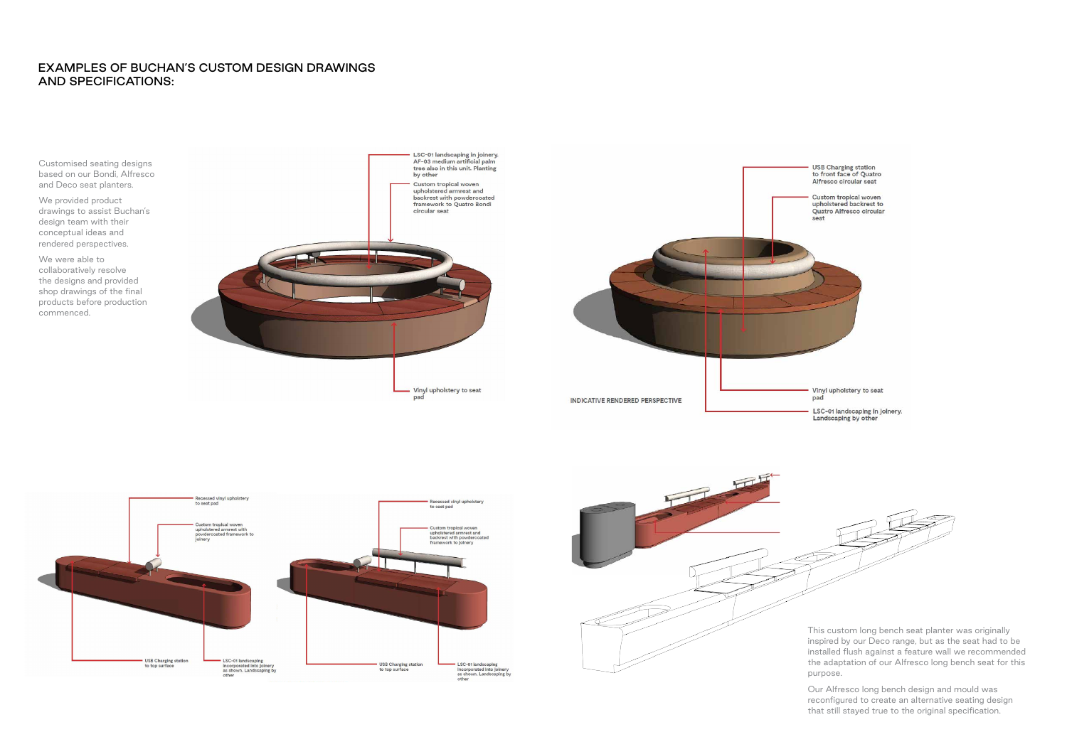# EXAMPLES OF BUCHAN'S CUSTOM DESIGN DRAWINGS AND SPECIFICATIONS:

Customised seating designs based on our Bondi, Alfresco and Deco seat planters.

We provided product drawings to assist Buchan's design team with their conceptual ideas and rendered perspectives.

We were able to collaboratively resolve the designs and provided shop drawings of the final products before production commenced.

LSC-01 landscaping in joinery. AF-03 medium artificial palm tree also in this unit. Planting by other

Custom tropical woven upholstered armrest and backrest with powdercoated framework to Quatro Bondi circular seat

Vinyl upholstery to seat pad

USB Charging station to front face of Quatro Alfresco circular seat

Custom tropical woven upholstered backrest to Quatro Alfresco circular seat

INDICATIVE RENDERED PERSPECTIVE

Vinyl upholstery to seat pad

LSC-01 landscaping in joinery. Landscaping by other

Recessed vinyl upholstery to seat pad

Custom tropical woven upholstered armrest with powdercoated framework to joinery

USB Charging station to top surface

LSC-01 landscaping incorporated into joinery as shown. Landscaping by other

Recessed vinyl upholstery to seat pad

Custom tropical woven upholstered armrest and backrest with powdercoated framework to joinery

USB Charging station to top surface

LSC-01 landscaping incorporated into joinery as shown. Landscaping by other

This custom long bench seat planter was originally inspired by our Deco range, but as the seat had to be installed flush against a feature wall we recommended the adaptation of our Alfresco long bench seat for this purpose.

Our Alfresco long bench design and mould was reconfigured to create an alternative seating design that still stayed true to the original specification.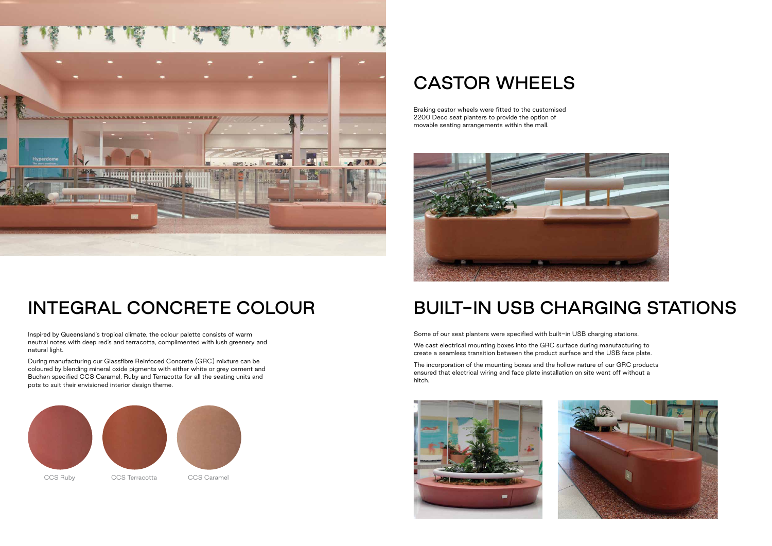# CASTOR WHEELS

Braking castor wheels were fitted to the customised 2200 Deco seat planters to provide the option of movable seating arrangements within the mall.

# INTEGRAL CONCRETE COLOUR

Inspired by Queensland's tropical climate, the colour palette consists of warm neutral notes with deep red's and terracotta, complimented with lush greenery and natural light.

During manufacturing our Glassfibre Reinfoced Concrete (GRC) mixture can be coloured by blending mineral oxide pigments with either white or grey cement and Buchan specified CCS Caramel, Ruby and Terracotta for all the seating units and pots to suit their envisioned interior design theme.

CCS Ruby

CCS Terracotta

CCS Caramel

# BUILT-IN USB CHARGING STATIONS

Some of our seat planters were specified with built-in USB charging stations.

We cast electrical mounting boxes into the GRC surface during manufacturing to create a seamless transition between the product surface and the USB face plate.

The incorporation of the mounting boxes and the hollow nature of our GRC products ensured that electrical wiring and face plate installation on site went off without a hitch.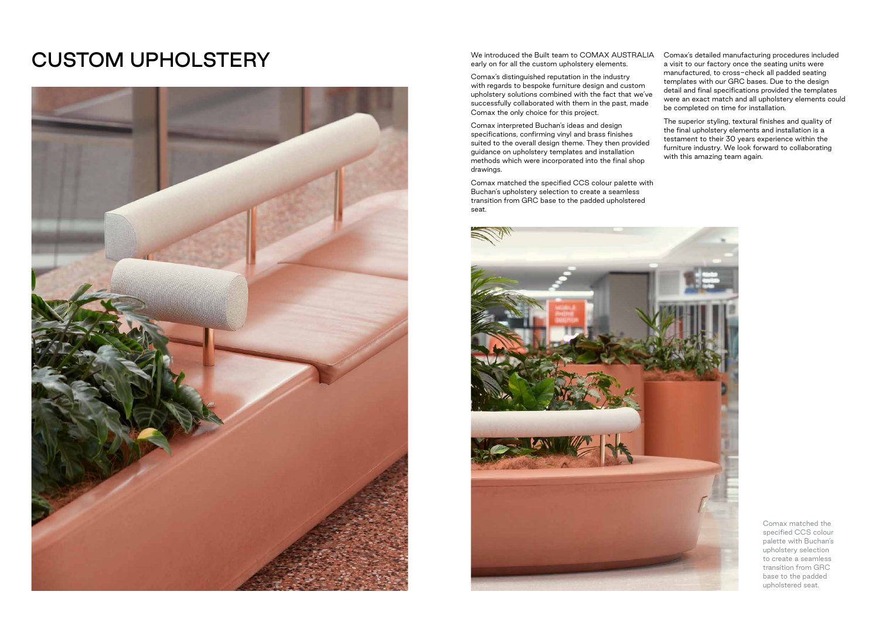# CUSTOM UPHOLSTERY

We introduced the Built team to COMAX AUSTRALIA early on for all the custom upholstery elements.

Comax's distinguished reputation in the industry with regards to bespoke furniture design and custom upholstery solutions combined with the fact that we've successfully collaborated with them in the past, made Comax the only choice for this project.

Comax interpreted Buchan's ideas and design specifications, confirming vinyl and brass finishes suited to the overall design theme. They then provided guidance on upholstery templates and installation methods which were incorporated into the final shop drawings.

Comax matched the specified CCS colour palette with Buchan's upholstery selection to create a seamless transition from GRC base to the padded upholstered seat.

Comax's detailed manufacturing procedures included a visit to our factory once the seating units were manufactured, to cross-check all padded seating templates with our GRC bases. Due to the design detail and final specifications provided the templates were an exact match and all upholstery elements could be completed on time for installation.

The superior styling, textural finishes and quality of the final upholstery elements and installation is a testament to their 30 years experience within the furniture industry. We look forward to collaborating with this amazing team again.

Comax matched the specified CCS colour palette with Buchan's upholstery selection to create a seamless transition from GRC base to the padded upholstered seat.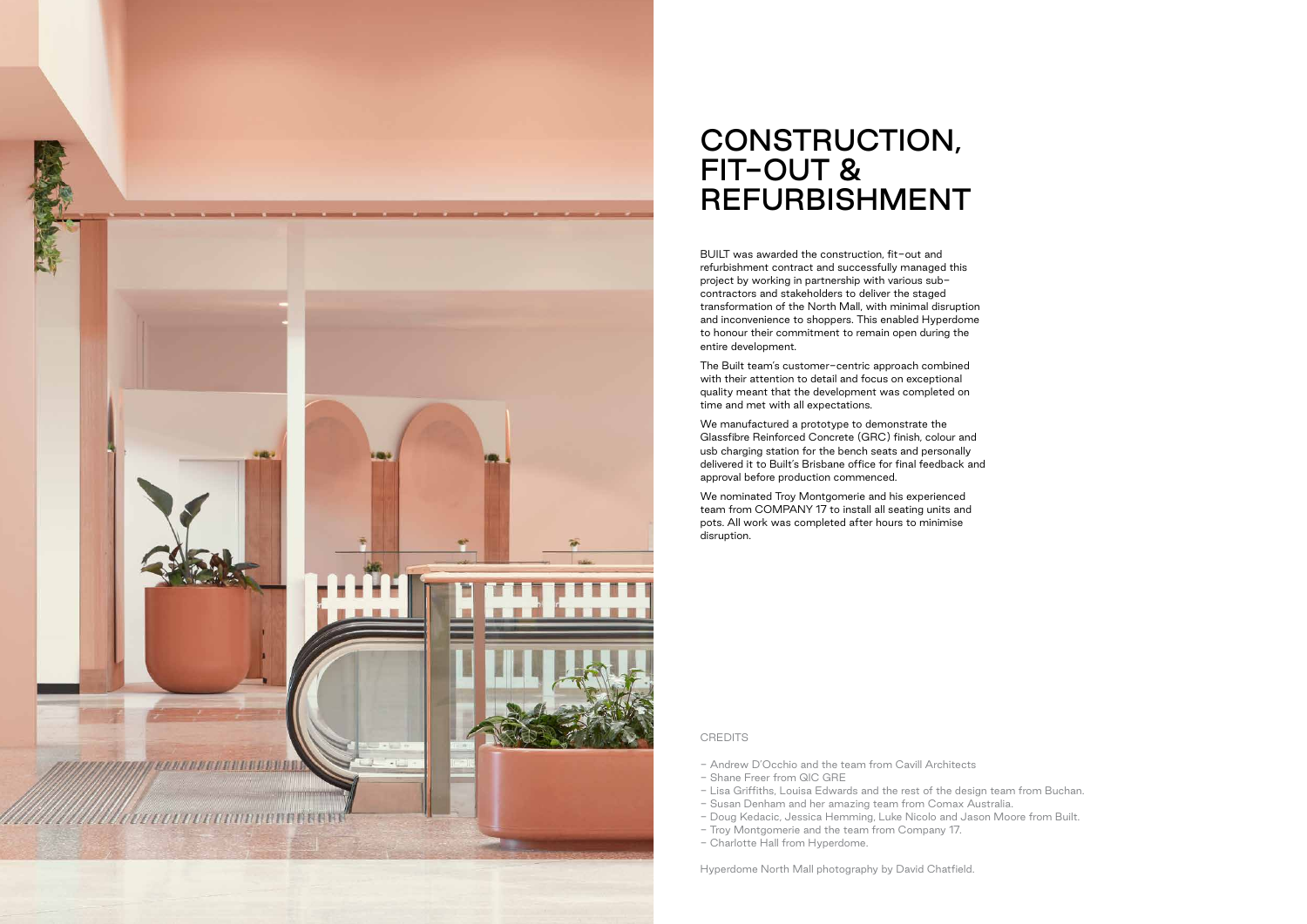# CONSTRUCTION, FIT-OUT & REFURBISHMENT

BUILT was awarded the construction, fit-out and refurbishment contract and successfully managed this project by working in partnership with various sub-contractors and stakeholders to deliver the staged transformation of the North Mall, with minimal disruption and inconvenience to shoppers. This enabled Hyperdome to honour their commitment to remain open during the entire development.

The Built team's customer-centric approach combined with their attention to detail and focus on exceptional quality meant that the development was completed on time and met with all expectations.

We manufactured a prototype to demonstrate the Glassfibre Reinforced Concrete (GRC) finish, colour and usb charging station for the bench seats and personally delivered it to Built's Brisbane office for final feedback and approval before production commenced.

We nominated Troy Montgomerie and his experienced team from COMPANY 17 to install all seating units and pots. All work was completed after hours to minimise disruption.

CREDITS

- Andrew D'Occhio and the team from Cavill Architects
- Shane Freer from QIC GRE
- Lisa Griffiths, Louisa Edwards and the rest of the design team from Buchan.
- Susan Denham and her amazing team from Comax Australia.
- Doug Kedacic, Jessica Hemming, Luke Nicolo and Jason Moore from Built.
- Troy Montgomerie and the team from Company 17.
- Charlotte Hall from Hyperdome.

Hyperdome North Mall photography by David Chatfield.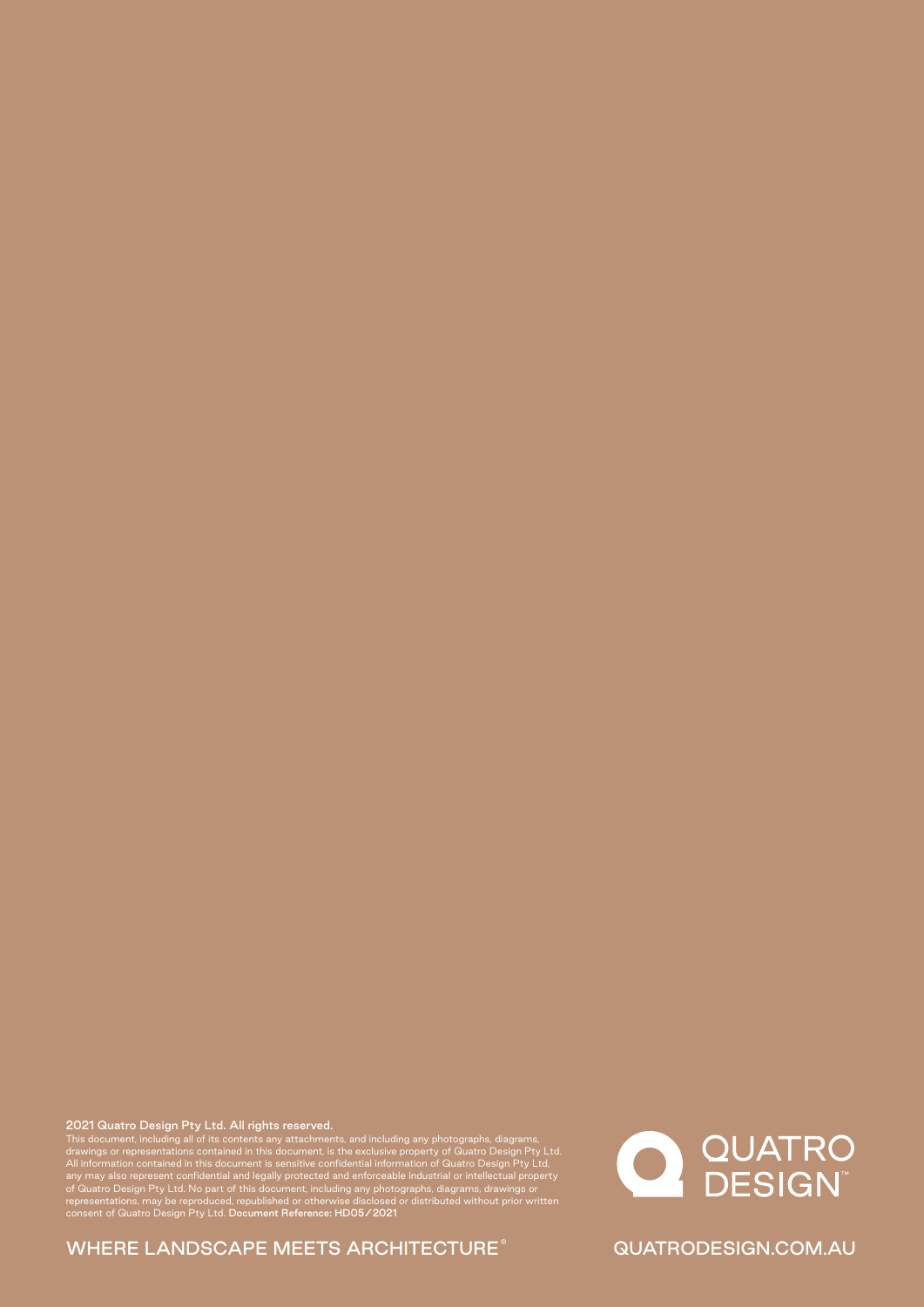**2021 Quatro Design Pty Ltd. All rights reserved.**

This document, including all of its contents any attachments, and including any photographs, diagrams, drawings or representations contained in this document, is the exclusive property of Quatro Design Pty Ltd. All information contained in this document is sensitive confidential information of Quatro Design Pty Ltd, any may also represent confidential and legally protected and enforceable industrial or intellectual property of Quatro Design Pty Ltd. No part of this document, including any photographs, diagrams, drawings or representations, may be reproduced, republished or otherwise disclosed or distributed without prior written consent of Quatro Design Pty Ltd. **Document Reference: HD05/2021**

QUATRO DESIGN™

WHERE LANDSCAPE MEETS ARCHITECTURE®

QUATRODESIGN.COM.AU